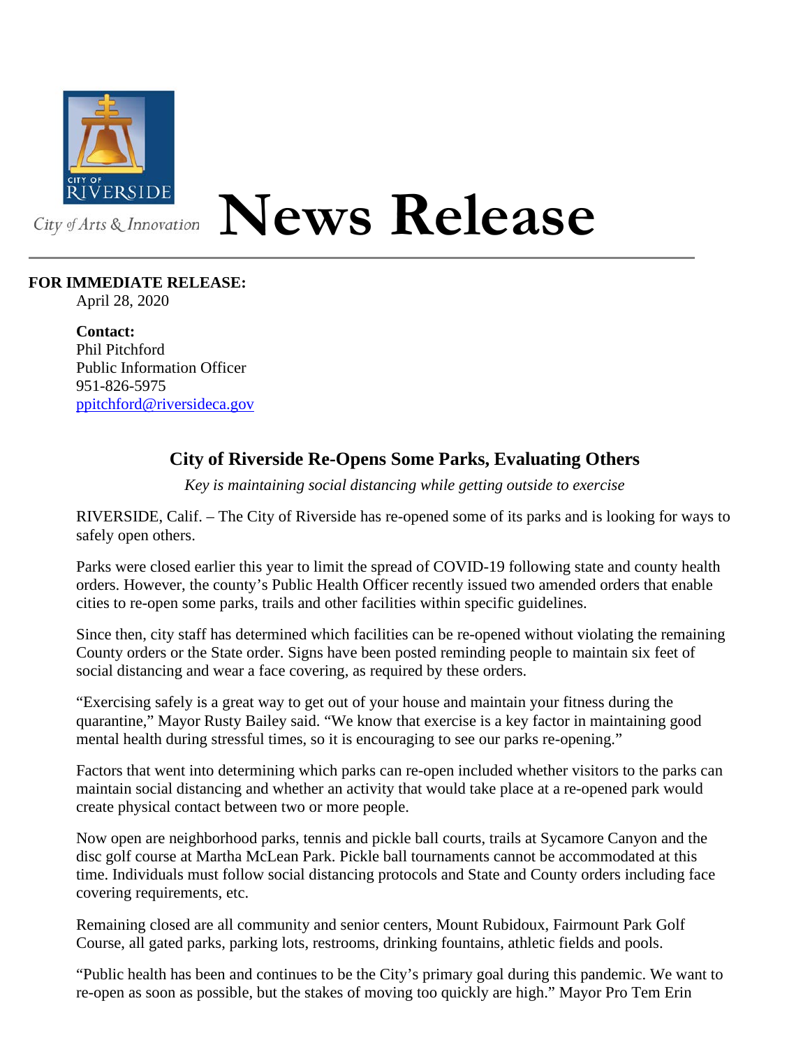City of Arts & Innovation

# News Release

**FOR IMMEDIATE RELEASE:**
April 28, 2020

**Contact:**
Phil Pitchford
Public Information Officer
951-826-5975
ppitchford@riversideca.gov

## City of Riverside Re-Opens Some Parks, Evaluating Others

*Key is maintaining social distancing while getting outside to exercise*

RIVERSIDE, Calif. – The City of Riverside has re-opened some of its parks and is looking for ways to safely open others.

Parks were closed earlier this year to limit the spread of COVID-19 following state and county health orders. However, the county's Public Health Officer recently issued two amended orders that enable cities to re-open some parks, trails and other facilities within specific guidelines.

Since then, city staff has determined which facilities can be re-opened without violating the remaining County orders or the State order. Signs have been posted reminding people to maintain six feet of social distancing and wear a face covering, as required by these orders.

"Exercising safely is a great way to get out of your house and maintain your fitness during the quarantine," Mayor Rusty Bailey said. "We know that exercise is a key factor in maintaining good mental health during stressful times, so it is encouraging to see our parks re-opening."

Factors that went into determining which parks can re-open included whether visitors to the parks can maintain social distancing and whether an activity that would take place at a re-opened park would create physical contact between two or more people.

Now open are neighborhood parks, tennis and pickle ball courts, trails at Sycamore Canyon and the disc golf course at Martha McLean Park. Pickle ball tournaments cannot be accommodated at this time. Individuals must follow social distancing protocols and State and County orders including face covering requirements, etc.

Remaining closed are all community and senior centers, Mount Rubidoux, Fairmount Park Golf Course, all gated parks, parking lots, restrooms, drinking fountains, athletic fields and pools.

"Public health has been and continues to be the City's primary goal during this pandemic. We want to re-open as soon as possible, but the stakes of moving too quickly are high." Mayor Pro Tem Erin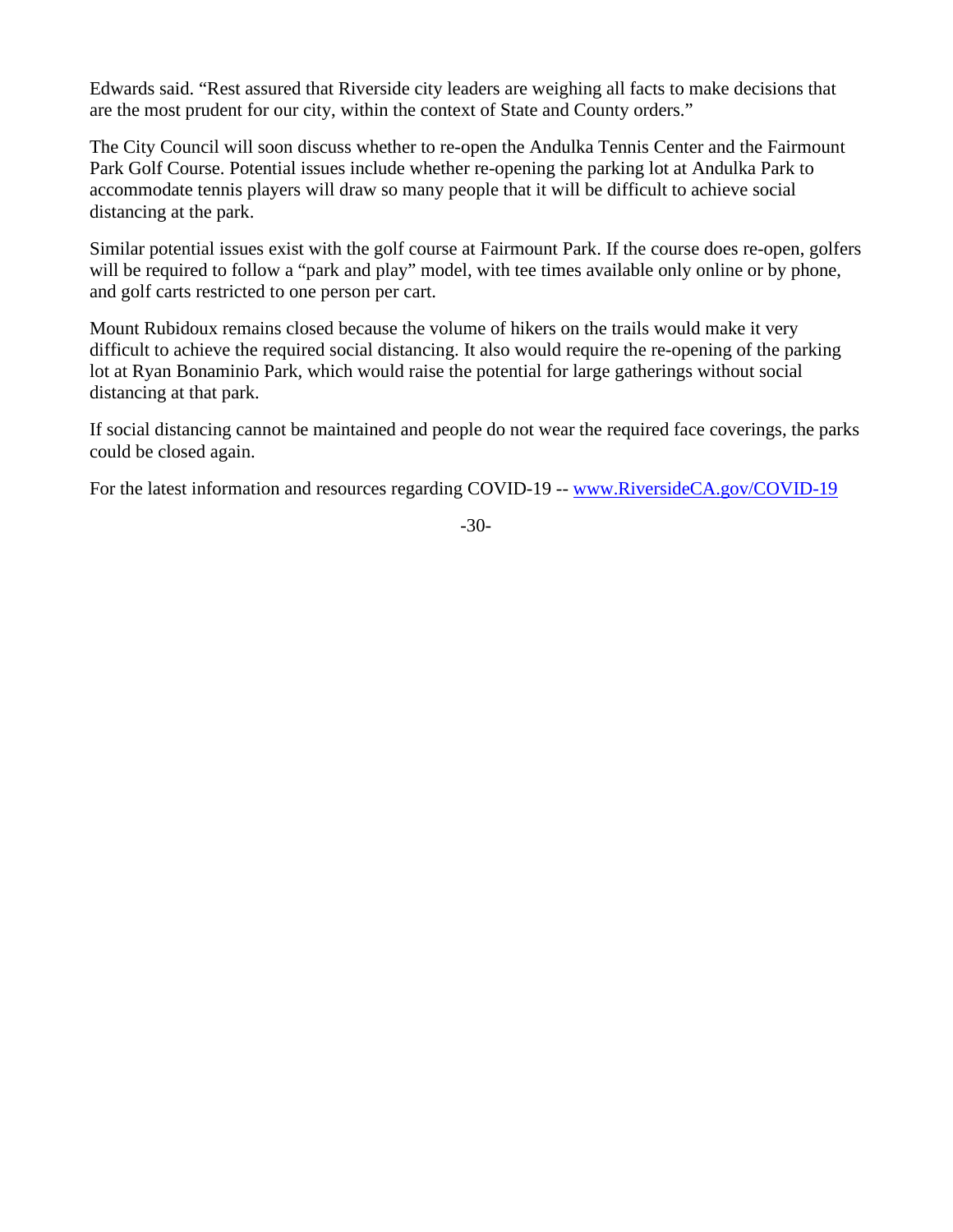Edwards said. "Rest assured that Riverside city leaders are weighing all facts to make decisions that are the most prudent for our city, within the context of State and County orders."

The City Council will soon discuss whether to re-open the Andulka Tennis Center and the Fairmount Park Golf Course. Potential issues include whether re-opening the parking lot at Andulka Park to accommodate tennis players will draw so many people that it will be difficult to achieve social distancing at the park.

Similar potential issues exist with the golf course at Fairmount Park. If the course does re-open, golfers will be required to follow a "park and play" model, with tee times available only online or by phone, and golf carts restricted to one person per cart.

Mount Rubidoux remains closed because the volume of hikers on the trails would make it very difficult to achieve the required social distancing. It also would require the re-opening of the parking lot at Ryan Bonaminio Park, which would raise the potential for large gatherings without social distancing at that park.

If social distancing cannot be maintained and people do not wear the required face coverings, the parks could be closed again.

For the latest information and resources regarding COVID-19 -- [www.RiversideCA.gov/COVID-19](http://www.RiversideCA.gov/COVID-19)

-30-